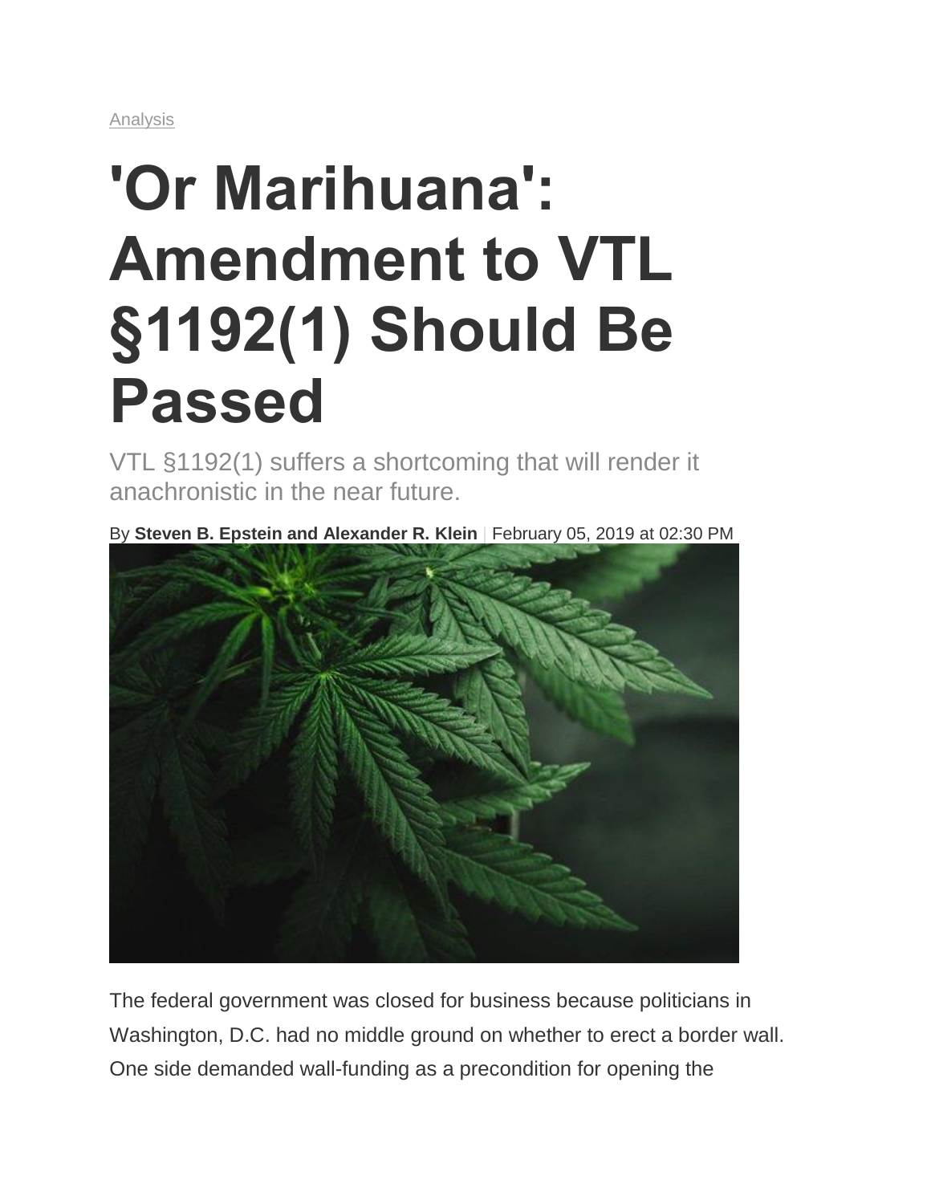Analysis

# 'Or Marihuana': Amendment to VTL §1192(1) Should Be Passed

VTL §1192(1) suffers a shortcoming that will render it anachronistic in the near future.

By **Steven B. Epstein and Alexander R. Klein** | February 05, 2019 at 02:30 PM

The federal government was closed for business because politicians in Washington, D.C. had no middle ground on whether to erect a border wall. One side demanded wall-funding as a precondition for opening the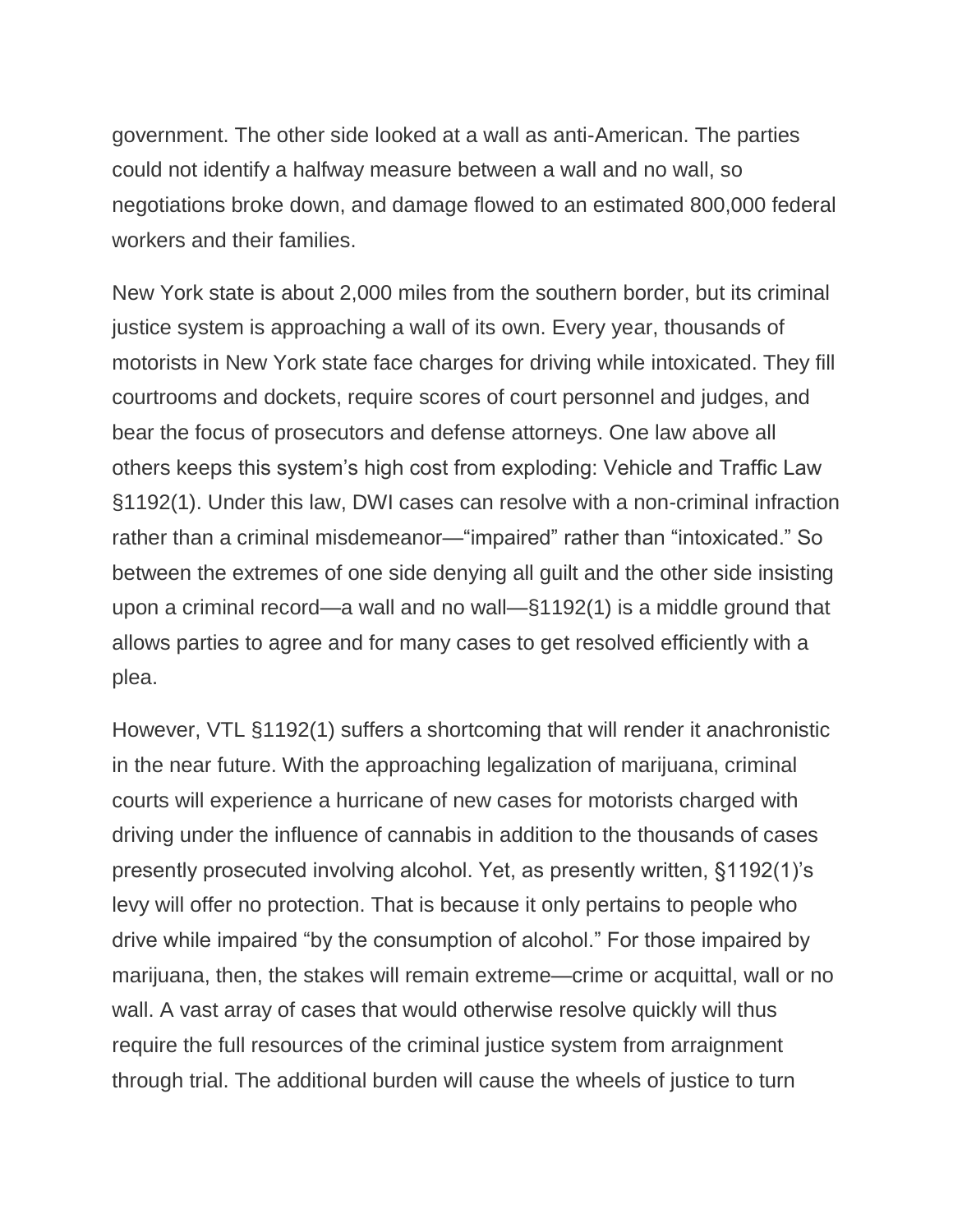government. The other side looked at a wall as anti-American. The parties could not identify a halfway measure between a wall and no wall, so negotiations broke down, and damage flowed to an estimated 800,000 federal workers and their families.

New York state is about 2,000 miles from the southern border, but its criminal justice system is approaching a wall of its own. Every year, thousands of motorists in New York state face charges for driving while intoxicated. They fill courtrooms and dockets, require scores of court personnel and judges, and bear the focus of prosecutors and defense attorneys. One law above all others keeps this system's high cost from exploding: Vehicle and Traffic Law §1192(1). Under this law, DWI cases can resolve with a non-criminal infraction rather than a criminal misdemeanor—"impaired" rather than "intoxicated." So between the extremes of one side denying all guilt and the other side insisting upon a criminal record—a wall and no wall—§1192(1) is a middle ground that allows parties to agree and for many cases to get resolved efficiently with a plea.

However, VTL §1192(1) suffers a shortcoming that will render it anachronistic in the near future. With the approaching legalization of marijuana, criminal courts will experience a hurricane of new cases for motorists charged with driving under the influence of cannabis in addition to the thousands of cases presently prosecuted involving alcohol. Yet, as presently written, §1192(1)'s levy will offer no protection. That is because it only pertains to people who drive while impaired "by the consumption of alcohol." For those impaired by marijuana, then, the stakes will remain extreme—crime or acquittal, wall or no wall. A vast array of cases that would otherwise resolve quickly will thus require the full resources of the criminal justice system from arraignment through trial. The additional burden will cause the wheels of justice to turn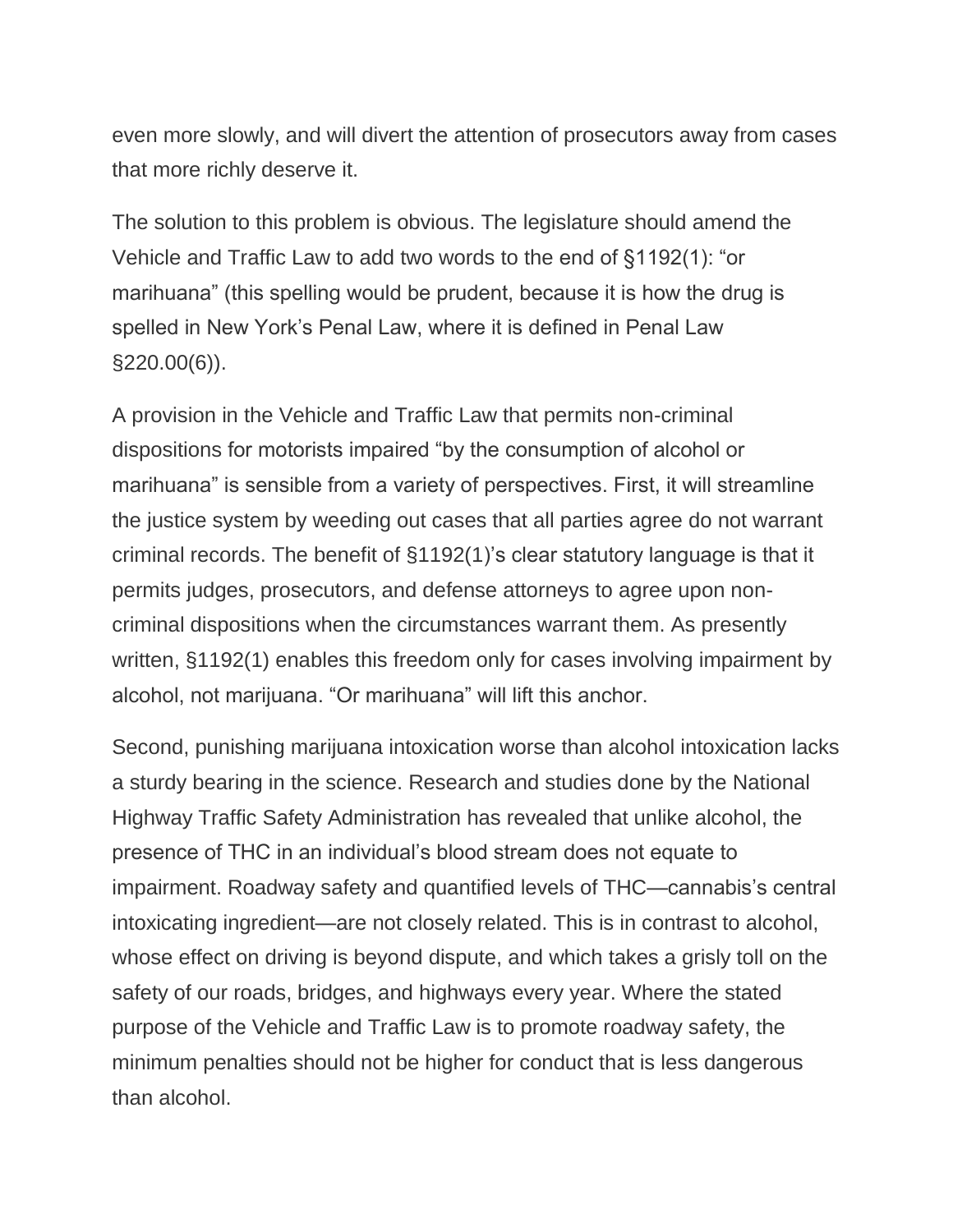even more slowly, and will divert the attention of prosecutors away from cases that more richly deserve it.

The solution to this problem is obvious. The legislature should amend the Vehicle and Traffic Law to add two words to the end of §1192(1): "or marihuana" (this spelling would be prudent, because it is how the drug is spelled in New York's Penal Law, where it is defined in Penal Law §220.00(6)).

A provision in the Vehicle and Traffic Law that permits non-criminal dispositions for motorists impaired "by the consumption of alcohol or marihuana" is sensible from a variety of perspectives. First, it will streamline the justice system by weeding out cases that all parties agree do not warrant criminal records. The benefit of §1192(1)'s clear statutory language is that it permits judges, prosecutors, and defense attorneys to agree upon non-criminal dispositions when the circumstances warrant them. As presently written, §1192(1) enables this freedom only for cases involving impairment by alcohol, not marijuana. "Or marihuana" will lift this anchor.

Second, punishing marijuana intoxication worse than alcohol intoxication lacks a sturdy bearing in the science. Research and studies done by the National Highway Traffic Safety Administration has revealed that unlike alcohol, the presence of THC in an individual's blood stream does not equate to impairment. Roadway safety and quantified levels of THC—cannabis's central intoxicating ingredient—are not closely related. This is in contrast to alcohol, whose effect on driving is beyond dispute, and which takes a grisly toll on the safety of our roads, bridges, and highways every year. Where the stated purpose of the Vehicle and Traffic Law is to promote roadway safety, the minimum penalties should not be higher for conduct that is less dangerous than alcohol.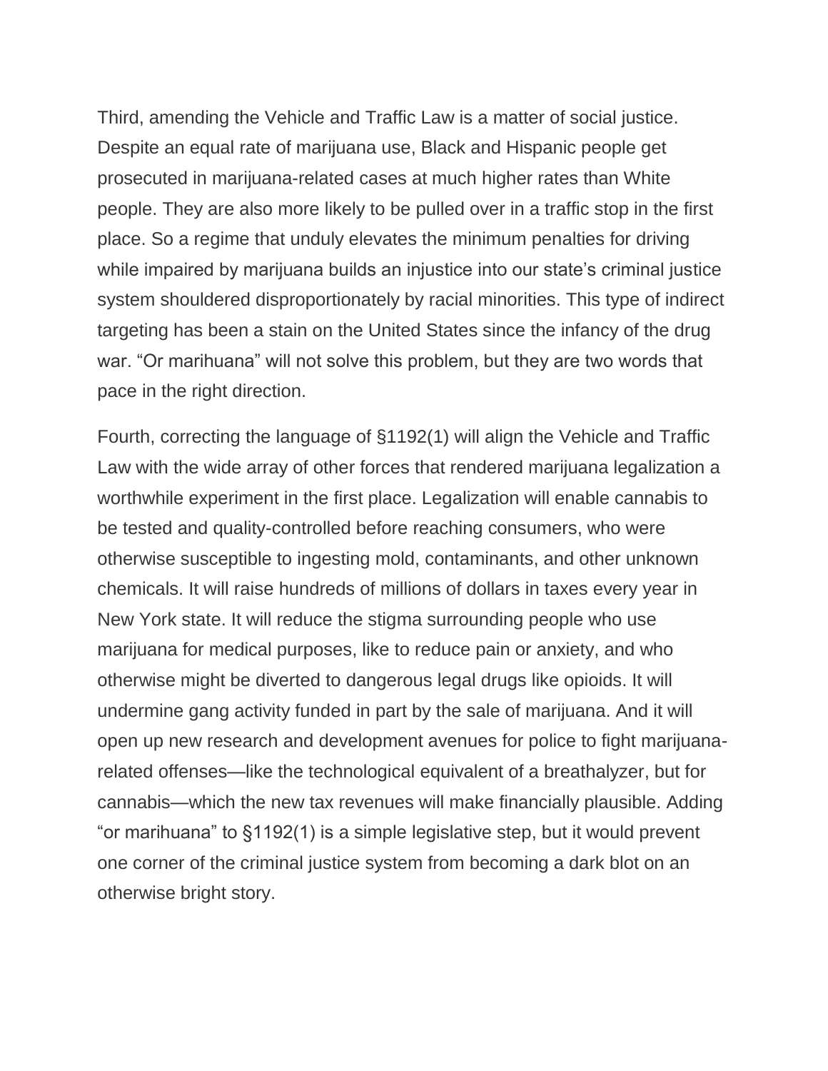Third, amending the Vehicle and Traffic Law is a matter of social justice. Despite an equal rate of marijuana use, Black and Hispanic people get prosecuted in marijuana-related cases at much higher rates than White people. They are also more likely to be pulled over in a traffic stop in the first place. So a regime that unduly elevates the minimum penalties for driving while impaired by marijuana builds an injustice into our state's criminal justice system shouldered disproportionately by racial minorities. This type of indirect targeting has been a stain on the United States since the infancy of the drug war. "Or marihuana" will not solve this problem, but they are two words that pace in the right direction.

Fourth, correcting the language of §1192(1) will align the Vehicle and Traffic Law with the wide array of other forces that rendered marijuana legalization a worthwhile experiment in the first place. Legalization will enable cannabis to be tested and quality-controlled before reaching consumers, who were otherwise susceptible to ingesting mold, contaminants, and other unknown chemicals. It will raise hundreds of millions of dollars in taxes every year in New York state. It will reduce the stigma surrounding people who use marijuana for medical purposes, like to reduce pain or anxiety, and who otherwise might be diverted to dangerous legal drugs like opioids. It will undermine gang activity funded in part by the sale of marijuana. And it will open up new research and development avenues for police to fight marijuana-related offenses—like the technological equivalent of a breathalyzer, but for cannabis—which the new tax revenues will make financially plausible. Adding "or marihuana" to §1192(1) is a simple legislative step, but it would prevent one corner of the criminal justice system from becoming a dark blot on an otherwise bright story.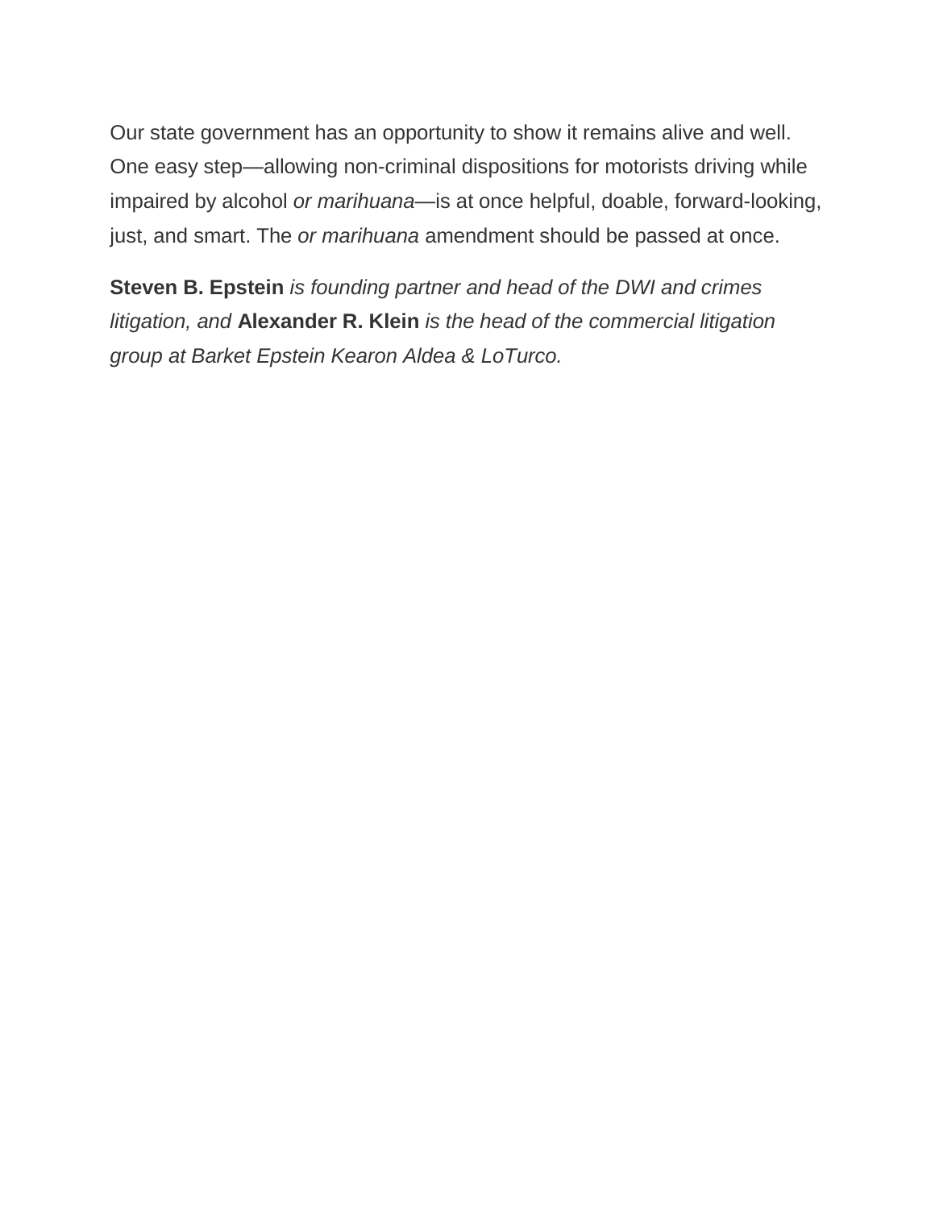Our state government has an opportunity to show it remains alive and well. One easy step—allowing non-criminal dispositions for motorists driving while impaired by alcohol *or marihuana*—is at once helpful, doable, forward-looking, just, and smart. The *or marihuana* amendment should be passed at once.

**Steven B. Epstein** *is founding partner and head of the DWI and crimes litigation, and* **Alexander R. Klein** *is the head of the commercial litigation group at Barket Epstein Kearon Aldea & LoTurco.*